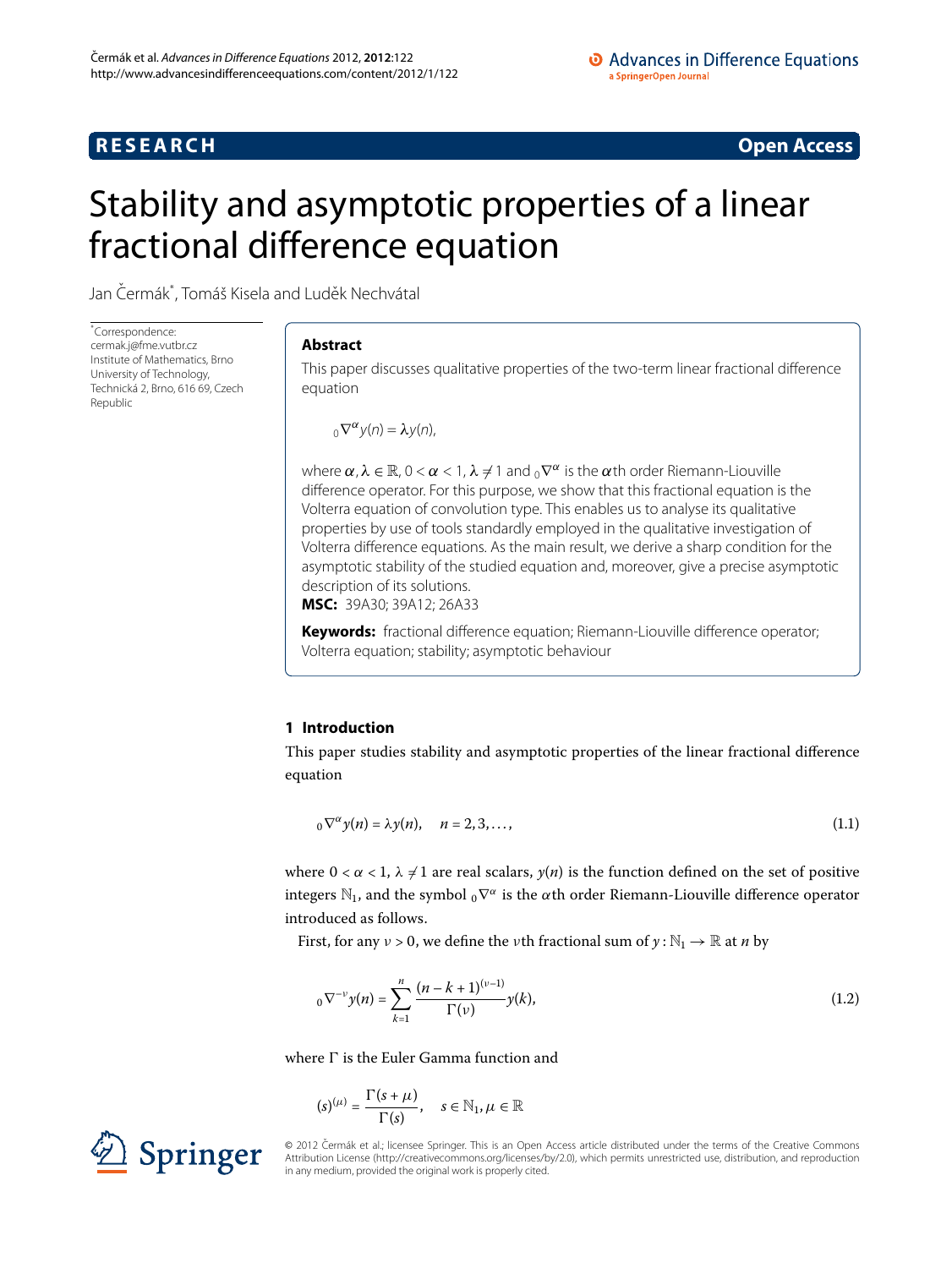# Stability and asymptotic properties of a linear fractional difference equation

Jan Čermák*, Tomáš Kisela and Luděk Nechvátal

*Correspondence: cermak.j@fme.vutbr.cz
Institute of Mathematics, Brno University of Technology, Technická 2, Brno, 616 69, Czech Republic

## Abstract

This paper discusses qualitative properties of the two-term linear fractional difference equation

$$_0\nabla^\alpha y(n) = \lambda y(n),$$

where $\alpha, \lambda \in \mathbb{R}$, $0 < \alpha < 1$, $\lambda \neq 1$ and $_0\nabla^\alpha$ is the $\alpha$th order Riemann-Liouville difference operator. For this purpose, we show that this fractional equation is the Volterra equation of convolution type. This enables us to analyse its qualitative properties by use of tools standardly employed in the qualitative investigation of Volterra difference equations. As the main result, we derive a sharp condition for the asymptotic stability of the studied equation and, moreover, give a precise asymptotic description of its solutions.

**MSC:** 39A30; 39A12; 26A33

**Keywords:** fractional difference equation; Riemann-Liouville difference operator; Volterra equation; stability; asymptotic behaviour

## 1 Introduction

This paper studies stability and asymptotic properties of the linear fractional difference equation

$$_0\nabla^\alpha y(n) = \lambda y(n), \quad n = 2, 3, \ldots, \tag{1.1}$$

where $0 < \alpha < 1$, $\lambda \neq 1$ are real scalars, $y(n)$ is the function defined on the set of positive integers $\mathbb{N}_1$, and the symbol $_0\nabla^\alpha$ is the $\alpha$th order Riemann-Liouville difference operator introduced as follows.

First, for any $\nu > 0$, we define the $\nu$th fractional sum of $y : \mathbb{N}_1 \to \mathbb{R}$ at $n$ by

$$_0\nabla^{-\nu} y(n) = \sum_{k=1}^{n} \frac{(n-k+1)^{(\nu-1)}}{\Gamma(\nu)} y(k), \tag{1.2}$$

where $\Gamma$ is the Euler Gamma function and

$$(s)^{(\mu)} = \frac{\Gamma(s+\mu)}{\Gamma(s)}, \quad s \in \mathbb{N}_1, \mu \in \mathbb{R}$$

© 2012 Čermák et al.; licensee Springer. This is an Open Access article distributed under the terms of the Creative Commons Attribution License (http://creativecommons.org/licenses/by/2.0), which permits unrestricted use, distribution, and reproduction in any medium, provided the original work is properly cited.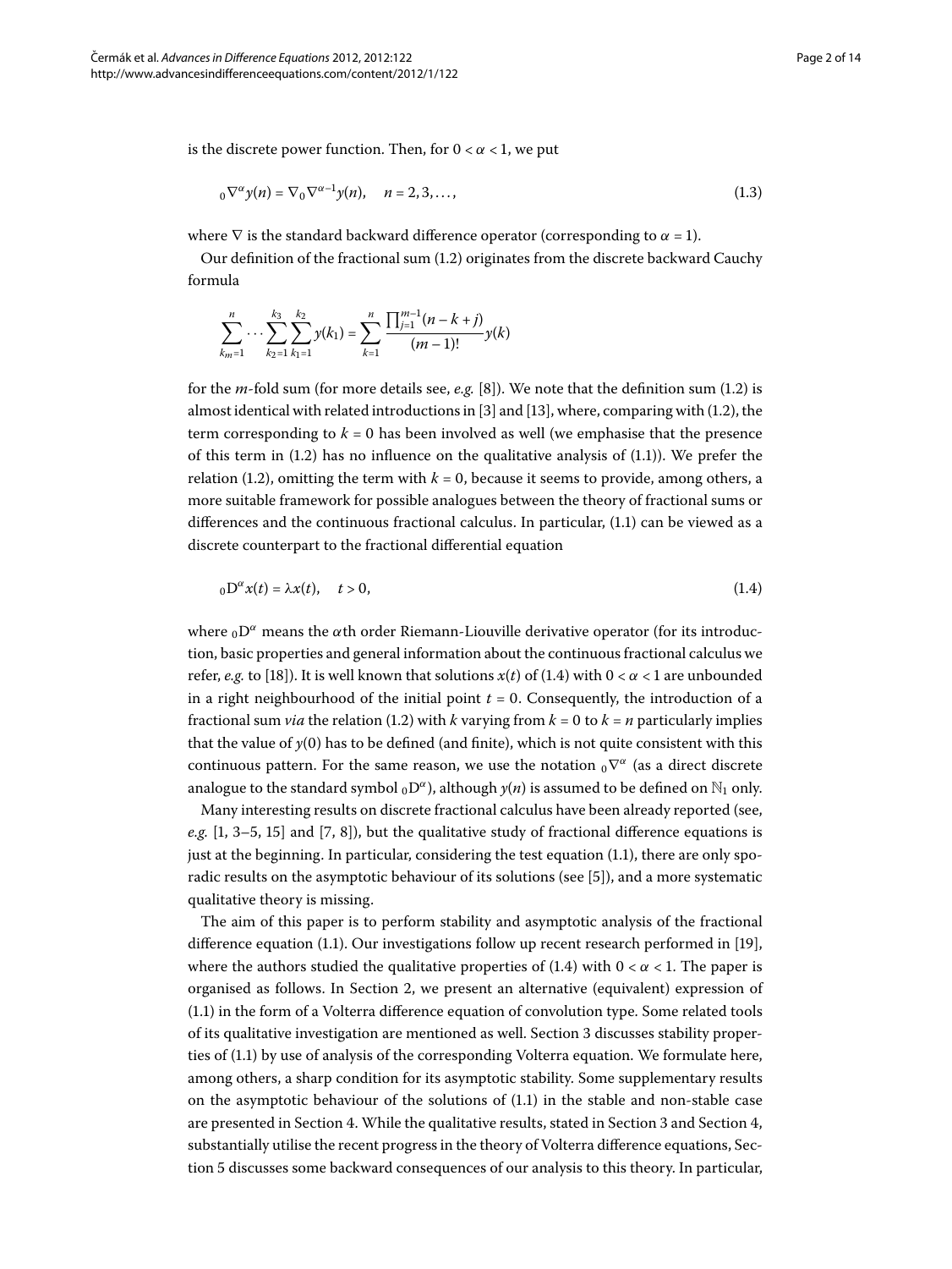is the discrete power function. Then, for $0 < \alpha < 1$, we put

$$
{}_0\nabla^{\alpha} y(n) = \nabla {}_0\nabla^{\alpha-1} y(n), \quad n = 2, 3, \dots, \tag{1.3}
$$

where $\nabla$ is the standard backward difference operator (corresponding to $\alpha = 1$).

Our definition of the fractional sum (1.2) originates from the discrete backward Cauchy formula

$$
\sum_{k_m=1}^{n} \cdots \sum_{k_2=1}^{k_3} \sum_{k_1=1}^{k_2} y(k_1) = \sum_{k=1}^{n} \frac{\prod_{j=1}^{m-1}(n-k+j)}{(m-1)!} y(k)
$$

for the $m$-fold sum (for more details see, *e.g.* [8]). We note that the definition sum (1.2) is almost identical with related introductions in [3] and [13], where, comparing with (1.2), the term corresponding to $k = 0$ has been involved as well (we emphasise that the presence of this term in (1.2) has no influence on the qualitative analysis of (1.1)). We prefer the relation (1.2), omitting the term with $k = 0$, because it seems to provide, among others, a more suitable framework for possible analogues between the theory of fractional sums or differences and the continuous fractional calculus. In particular, (1.1) can be viewed as a discrete counterpart to the fractional differential equation

$$
{}_0\mathrm{D}^{\alpha} x(t) = \lambda x(t), \quad t > 0, \tag{1.4}
$$

where ${}_0\mathrm{D}^{\alpha}$ means the $\alpha$th order Riemann-Liouville derivative operator (for its introduction, basic properties and general information about the continuous fractional calculus we refer, *e.g.* to [18]). It is well known that solutions $x(t)$ of (1.4) with $0 < \alpha < 1$ are unbounded in a right neighbourhood of the initial point $t = 0$. Consequently, the introduction of a fractional sum *via* the relation (1.2) with $k$ varying from $k = 0$ to $k = n$ particularly implies that the value of $y(0)$ has to be defined (and finite), which is not quite consistent with this continuous pattern. For the same reason, we use the notation ${}_0\nabla^{\alpha}$ (as a direct discrete analogue to the standard symbol ${}_0\mathrm{D}^{\alpha}$), although $y(n)$ is assumed to be defined on $\mathbb{N}_1$ only.

Many interesting results on discrete fractional calculus have been already reported (see, *e.g.* [1, 3–5, 15] and [7, 8]), but the qualitative study of fractional difference equations is just at the beginning. In particular, considering the test equation (1.1), there are only sporadic results on the asymptotic behaviour of its solutions (see [5]), and a more systematic qualitative theory is missing.

The aim of this paper is to perform stability and asymptotic analysis of the fractional difference equation (1.1). Our investigations follow up recent research performed in [19], where the authors studied the qualitative properties of (1.4) with $0 < \alpha < 1$. The paper is organised as follows. In Section 2, we present an alternative (equivalent) expression of (1.1) in the form of a Volterra difference equation of convolution type. Some related tools of its qualitative investigation are mentioned as well. Section 3 discusses stability properties of (1.1) by use of analysis of the corresponding Volterra equation. We formulate here, among others, a sharp condition for its asymptotic stability. Some supplementary results on the asymptotic behaviour of the solutions of (1.1) in the stable and non-stable case are presented in Section 4. While the qualitative results, stated in Section 3 and Section 4, substantially utilise the recent progress in the theory of Volterra difference equations, Section 5 discusses some backward consequences of our analysis to this theory. In particular,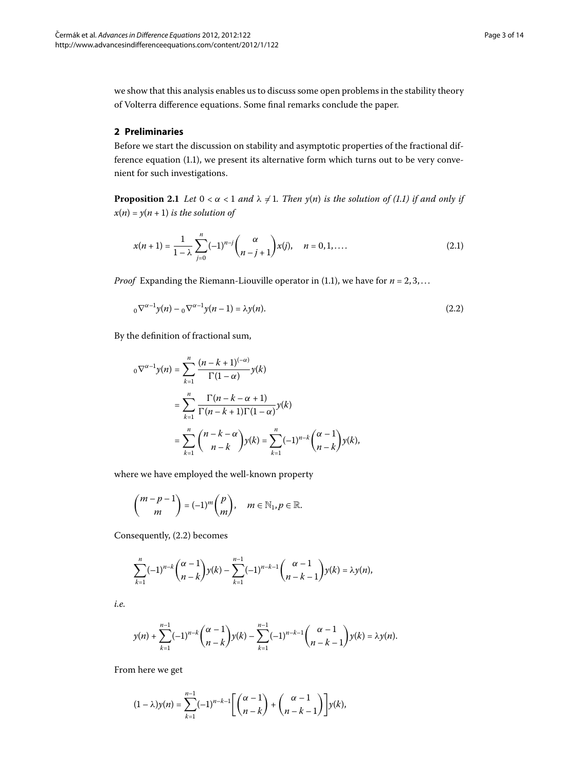we show that this analysis enables us to discuss some open problems in the stability theory of Volterra difference equations. Some final remarks conclude the paper.

## 2 Preliminaries

Before we start the discussion on stability and asymptotic properties of the fractional difference equation (1.1), we present its alternative form which turns out to be very convenient for such investigations.

**Proposition 2.1** *Let $0 < \alpha < 1$ and $\lambda \neq 1$. Then $y(n)$ is the solution of (1.1) if and only if $x(n) = y(n+1)$ is the solution of*

$$x(n+1) = \frac{1}{1-\lambda}\sum_{j=0}^{n}(-1)^{n-j}\binom{\alpha}{n-j+1}x(j), \quad n = 0, 1, \ldots. \tag{2.1}$$

*Proof* Expanding the Riemann-Liouville operator in (1.1), we have for $n = 2, 3, \ldots$

$${}_0\nabla^{\alpha-1}y(n) - {}_0\nabla^{\alpha-1}y(n-1) = \lambda y(n). \tag{2.2}$$

By the definition of fractional sum,

$$\begin{aligned}
{}_0\nabla^{\alpha-1}y(n) &= \sum_{k=1}^{n}\frac{(n-k+1)^{(-\alpha)}}{\Gamma(1-\alpha)}y(k) \\
&= \sum_{k=1}^{n}\frac{\Gamma(n-k-\alpha+1)}{\Gamma(n-k+1)\Gamma(1-\alpha)}y(k) \\
&= \sum_{k=1}^{n}\binom{n-k-\alpha}{n-k}y(k) = \sum_{k=1}^{n}(-1)^{n-k}\binom{\alpha-1}{n-k}y(k),
\end{aligned}$$

where we have employed the well-known property

$$\binom{m-p-1}{m} = (-1)^m\binom{p}{m}, \quad m \in \mathbb{N}_1, p \in \mathbb{R}.$$

Consequently, (2.2) becomes

$$\sum_{k=1}^{n}(-1)^{n-k}\binom{\alpha-1}{n-k}y(k) - \sum_{k=1}^{n-1}(-1)^{n-k-1}\binom{\alpha-1}{n-k-1}y(k) = \lambda y(n),$$

*i.e.*

$$y(n) + \sum_{k=1}^{n-1}(-1)^{n-k}\binom{\alpha-1}{n-k}y(k) - \sum_{k=1}^{n-1}(-1)^{n-k-1}\binom{\alpha-1}{n-k-1}y(k) = \lambda y(n).$$

From here we get

$$(1-\lambda)y(n) = \sum_{k=1}^{n-1}(-1)^{n-k-1}\left[\binom{\alpha-1}{n-k} + \binom{\alpha-1}{n-k-1}\right]y(k),$$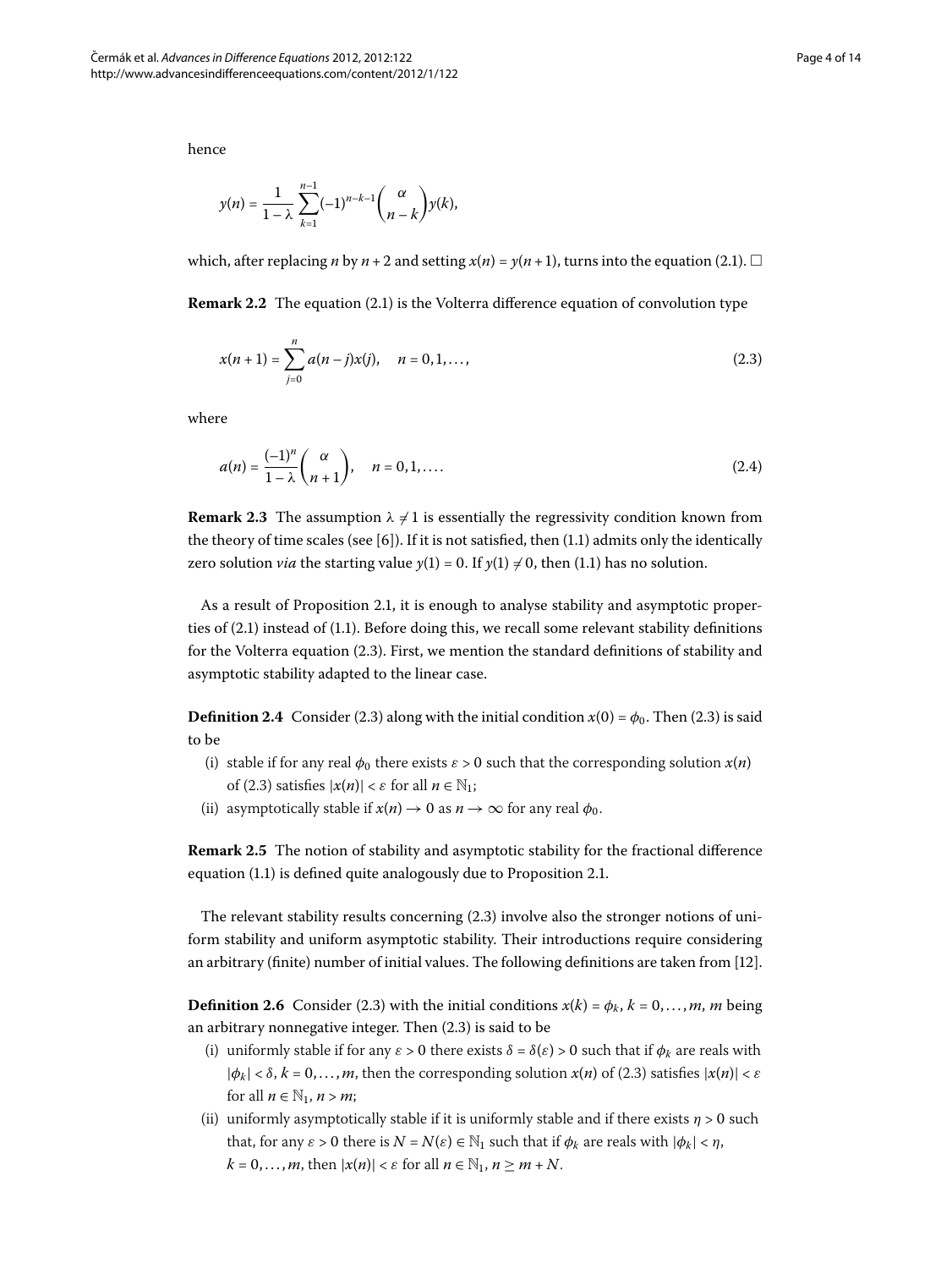hence

$$y(n) = \frac{1}{1-\lambda} \sum_{k=1}^{n-1} (-1)^{n-k-1} \binom{\alpha}{n-k} y(k),$$

which, after replacing $n$ by $n+2$ and setting $x(n) = y(n+1)$, turns into the equation (2.1). □

**Remark 2.2** The equation (2.1) is the Volterra difference equation of convolution type

$$x(n+1) = \sum_{j=0}^{n} a(n-j)x(j), \quad n = 0, 1, \dots, \tag{2.3}$$

where

$$a(n) = \frac{(-1)^n}{1-\lambda} \binom{\alpha}{n+1}, \quad n = 0, 1, \dots. \tag{2.4}$$

**Remark 2.3** The assumption $\lambda \neq 1$ is essentially the regressivity condition known from the theory of time scales (see [6]). If it is not satisfied, then (1.1) admits only the identically zero solution *via* the starting value $y(1) = 0$. If $y(1) \neq 0$, then (1.1) has no solution.

As a result of Proposition 2.1, it is enough to analyse stability and asymptotic properties of (2.1) instead of (1.1). Before doing this, we recall some relevant stability definitions for the Volterra equation (2.3). First, we mention the standard definitions of stability and asymptotic stability adapted to the linear case.

**Definition 2.4** Consider (2.3) along with the initial condition $x(0) = \phi_0$. Then (2.3) is said to be

(i) stable if for any real $\phi_0$ there exists $\varepsilon > 0$ such that the corresponding solution $x(n)$ of (2.3) satisfies $|x(n)| < \varepsilon$ for all $n \in \mathbb{N}_1$;

(ii) asymptotically stable if $x(n) \to 0$ as $n \to \infty$ for any real $\phi_0$.

**Remark 2.5** The notion of stability and asymptotic stability for the fractional difference equation (1.1) is defined quite analogously due to Proposition 2.1.

The relevant stability results concerning (2.3) involve also the stronger notions of uniform stability and uniform asymptotic stability. Their introductions require considering an arbitrary (finite) number of initial values. The following definitions are taken from [12].

**Definition 2.6** Consider (2.3) with the initial conditions $x(k) = \phi_k$, $k = 0, \dots, m$, $m$ being an arbitrary nonnegative integer. Then (2.3) is said to be

(i) uniformly stable if for any $\varepsilon > 0$ there exists $\delta = \delta(\varepsilon) > 0$ such that if $\phi_k$ are reals with $|\phi_k| < \delta$, $k = 0, \dots, m$, then the corresponding solution $x(n)$ of (2.3) satisfies $|x(n)| < \varepsilon$ for all $n \in \mathbb{N}_1$, $n > m$;

(ii) uniformly asymptotically stable if it is uniformly stable and if there exists $\eta > 0$ such that, for any $\varepsilon > 0$ there is $N = N(\varepsilon) \in \mathbb{N}_1$ such that if $\phi_k$ are reals with $|\phi_k| < \eta$, $k = 0, \dots, m$, then $|x(n)| < \varepsilon$ for all $n \in \mathbb{N}_1$, $n \geq m + N$.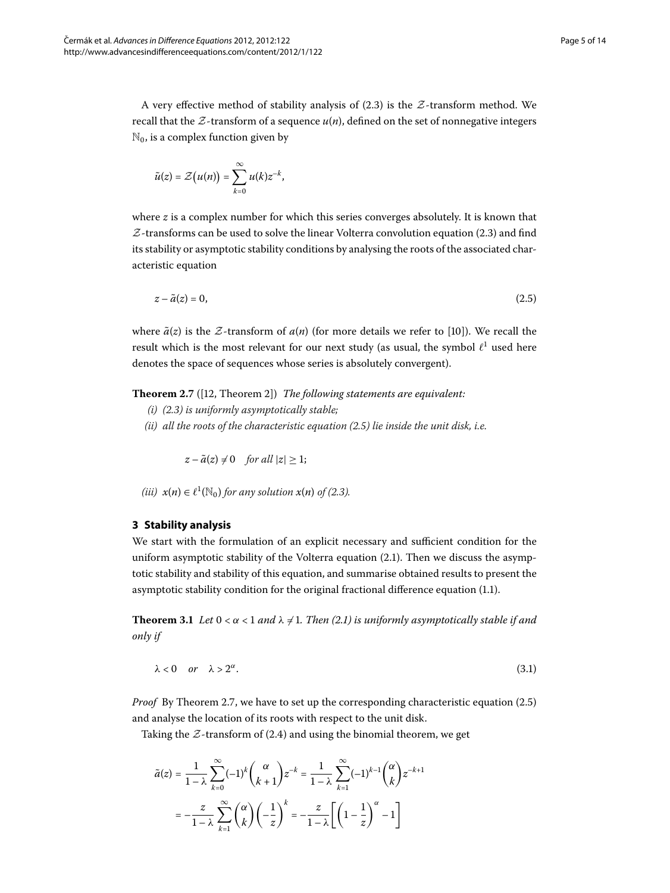A very effective method of stability analysis of (2.3) is the $\mathcal{Z}$-transform method. We recall that the $\mathcal{Z}$-transform of a sequence $u(n)$, defined on the set of nonnegative integers $\mathbb{N}_0$, is a complex function given by

$$\tilde{u}(z) = \mathcal{Z}\big(u(n)\big) = \sum_{k=0}^{\infty} u(k) z^{-k},$$

where $z$ is a complex number for which this series converges absolutely. It is known that $\mathcal{Z}$-transforms can be used to solve the linear Volterra convolution equation (2.3) and find its stability or asymptotic stability conditions by analysing the roots of the associated characteristic equation

$$z - \tilde{a}(z) = 0, \tag{2.5}$$

where $\tilde{a}(z)$ is the $\mathcal{Z}$-transform of $a(n)$ (for more details we refer to [10]). We recall the result which is the most relevant for our next study (as usual, the symbol $\ell^1$ used here denotes the space of sequences whose series is absolutely convergent).

**Theorem 2.7** ([12, Theorem 2]) *The following statements are equivalent:*

*(i) (2.3) is uniformly asymptotically stable;*

*(ii) all the roots of the characteristic equation (2.5) lie inside the unit disk, i.e.*

$$z - \tilde{a}(z) \neq 0 \quad \textit{for all } |z| \geq 1;$$

*(iii) $x(n) \in \ell^1(\mathbb{N}_0)$ for any solution $x(n)$ of (2.3).*

## 3 Stability analysis

We start with the formulation of an explicit necessary and sufficient condition for the uniform asymptotic stability of the Volterra equation (2.1). Then we discuss the asymptotic stability and stability of this equation, and summarise obtained results to present the asymptotic stability condition for the original fractional difference equation (1.1).

**Theorem 3.1** *Let $0 < \alpha < 1$ and $\lambda \neq 1$. Then (2.1) is uniformly asymptotically stable if and only if*

$$\lambda < 0 \quad \textit{or} \quad \lambda > 2^{\alpha}. \tag{3.1}$$

*Proof* By Theorem 2.7, we have to set up the corresponding characteristic equation (2.5) and analyse the location of its roots with respect to the unit disk.

Taking the $\mathcal{Z}$-transform of (2.4) and using the binomial theorem, we get

$$\begin{aligned}
\tilde{a}(z) &= \frac{1}{1-\lambda} \sum_{k=0}^{\infty} (-1)^k \binom{\alpha}{k+1} z^{-k} = \frac{1}{1-\lambda} \sum_{k=1}^{\infty} (-1)^{k-1} \binom{\alpha}{k} z^{-k+1} \\
&= -\frac{z}{1-\lambda} \sum_{k=1}^{\infty} \binom{\alpha}{k} \left(-\frac{1}{z}\right)^k = -\frac{z}{1-\lambda} \left[ \left(1 - \frac{1}{z}\right)^{\alpha} - 1 \right]
\end{aligned}$$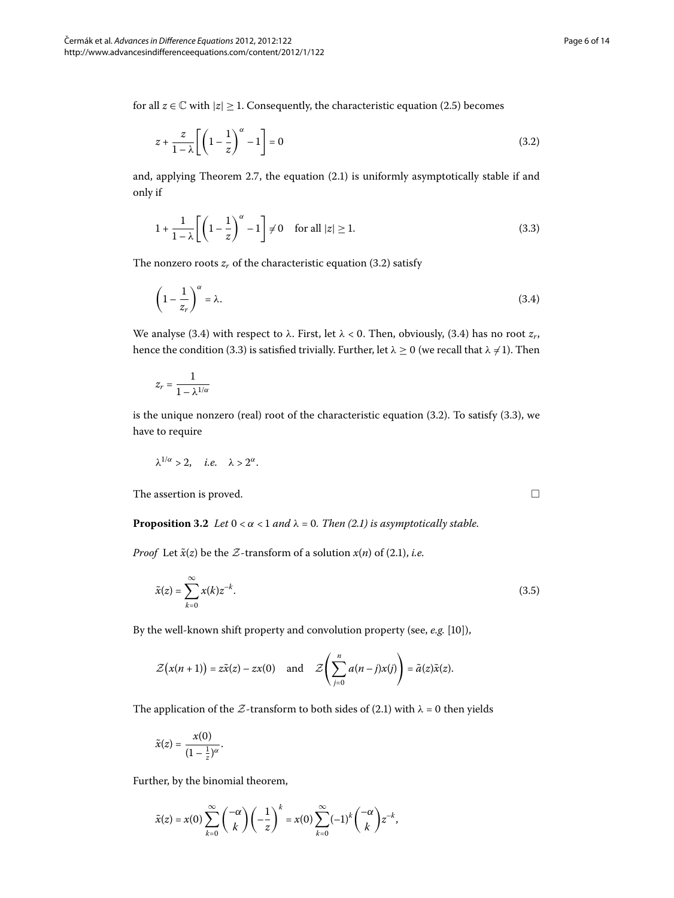for all $z \in \mathbb{C}$ with $|z| \geq 1$. Consequently, the characteristic equation (2.5) becomes

$$z + \frac{z}{1-\lambda}\left[\left(1-\frac{1}{z}\right)^{\alpha} - 1\right] = 0 \tag{3.2}$$

and, applying Theorem 2.7, the equation (2.1) is uniformly asymptotically stable if and only if

$$1 + \frac{1}{1-\lambda}\left[\left(1-\frac{1}{z}\right)^{\alpha} - 1\right] \neq 0 \quad \text{for all } |z| \geq 1. \tag{3.3}$$

The nonzero roots $z_r$ of the characteristic equation (3.2) satisfy

$$\left(1-\frac{1}{z_r}\right)^{\alpha} = \lambda. \tag{3.4}$$

We analyse (3.4) with respect to $\lambda$. First, let $\lambda < 0$. Then, obviously, (3.4) has no root $z_r$, hence the condition (3.3) is satisfied trivially. Further, let $\lambda \geq 0$ (we recall that $\lambda \neq 1$). Then

$$z_r = \frac{1}{1-\lambda^{1/\alpha}}$$

is the unique nonzero (real) root of the characteristic equation (3.2). To satisfy (3.3), we have to require

$$\lambda^{1/\alpha} > 2, \quad \textit{i.e.} \quad \lambda > 2^{\alpha}.$$

The assertion is proved. □

**Proposition 3.2** *Let* $0 < \alpha < 1$ *and* $\lambda = 0$. *Then (2.1) is asymptotically stable.*

*Proof* Let $\tilde{x}(z)$ be the $\mathcal{Z}$-transform of a solution $x(n)$ of (2.1), *i.e.*

$$\tilde{x}(z) = \sum_{k=0}^{\infty} x(k) z^{-k}. \tag{3.5}$$

By the well-known shift property and convolution property (see, *e.g.* [10]),

$$\mathcal{Z}\big(x(n+1)\big) = z\tilde{x}(z) - zx(0) \quad \text{and} \quad \mathcal{Z}\left(\sum_{j=0}^{n} a(n-j)x(j)\right) = \tilde{a}(z)\tilde{x}(z).$$

The application of the $\mathcal{Z}$-transform to both sides of (2.1) with $\lambda = 0$ then yields

$$\tilde{x}(z) = \frac{x(0)}{(1-\frac{1}{z})^{\alpha}}.$$

Further, by the binomial theorem,

$$\tilde{x}(z) = x(0)\sum_{k=0}^{\infty}\binom{-\alpha}{k}\left(-\frac{1}{z}\right)^{k} = x(0)\sum_{k=0}^{\infty}(-1)^{k}\binom{-\alpha}{k} z^{-k},$$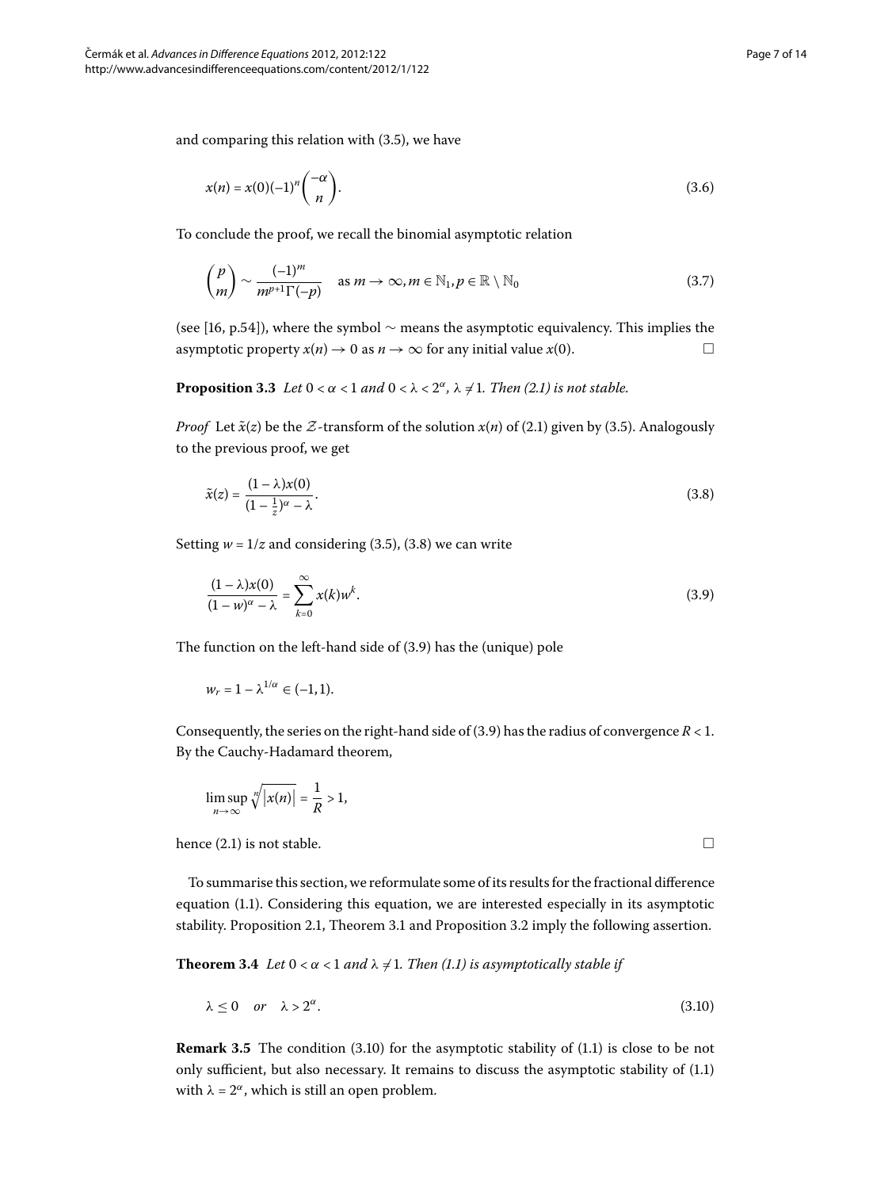and comparing this relation with (3.5), we have

$$x(n) = x(0)(-1)^n \binom{-\alpha}{n}. \tag{3.6}$$

To conclude the proof, we recall the binomial asymptotic relation

$$\binom{p}{m} \sim \frac{(-1)^m}{m^{p+1}\Gamma(-p)} \quad \text{as } m \to \infty, m \in \mathbb{N}_1, p \in \mathbb{R} \setminus \mathbb{N}_0 \tag{3.7}$$

(see [16, p.54]), where the symbol $\sim$ means the asymptotic equivalency. This implies the asymptotic property $x(n) \to 0$ as $n \to \infty$ for any initial value $x(0)$. □

**Proposition 3.3** *Let* $0 < \alpha < 1$ *and* $0 < \lambda < 2^\alpha$, $\lambda \neq 1$. *Then (2.1) is not stable.*

*Proof* Let $\tilde{x}(z)$ be the $\mathcal{Z}$-transform of the solution $x(n)$ of (2.1) given by (3.5). Analogously to the previous proof, we get

$$\tilde{x}(z) = \frac{(1-\lambda)x(0)}{(1-\frac{1}{z})^\alpha - \lambda}. \tag{3.8}$$

Setting $w = 1/z$ and considering (3.5), (3.8) we can write

$$\frac{(1-\lambda)x(0)}{(1-w)^\alpha - \lambda} = \sum_{k=0}^{\infty} x(k)w^k. \tag{3.9}$$

The function on the left-hand side of (3.9) has the (unique) pole

$$w_r = 1 - \lambda^{1/\alpha} \in (-1, 1).$$

Consequently, the series on the right-hand side of (3.9) has the radius of convergence $R < 1$. By the Cauchy-Hadamard theorem,

$$\limsup_{n\to\infty} \sqrt[n]{|x(n)|} = \frac{1}{R} > 1,$$

hence (2.1) is not stable. □

To summarise this section, we reformulate some of its results for the fractional difference equation (1.1). Considering this equation, we are interested especially in its asymptotic stability. Proposition 2.1, Theorem 3.1 and Proposition 3.2 imply the following assertion.

**Theorem 3.4** *Let* $0 < \alpha < 1$ *and* $\lambda \neq 1$. *Then (1.1) is asymptotically stable if*

$$\lambda \leq 0 \quad \text{or} \quad \lambda > 2^\alpha. \tag{3.10}$$

**Remark 3.5** The condition (3.10) for the asymptotic stability of (1.1) is close to be not only sufficient, but also necessary. It remains to discuss the asymptotic stability of (1.1) with $\lambda = 2^\alpha$, which is still an open problem.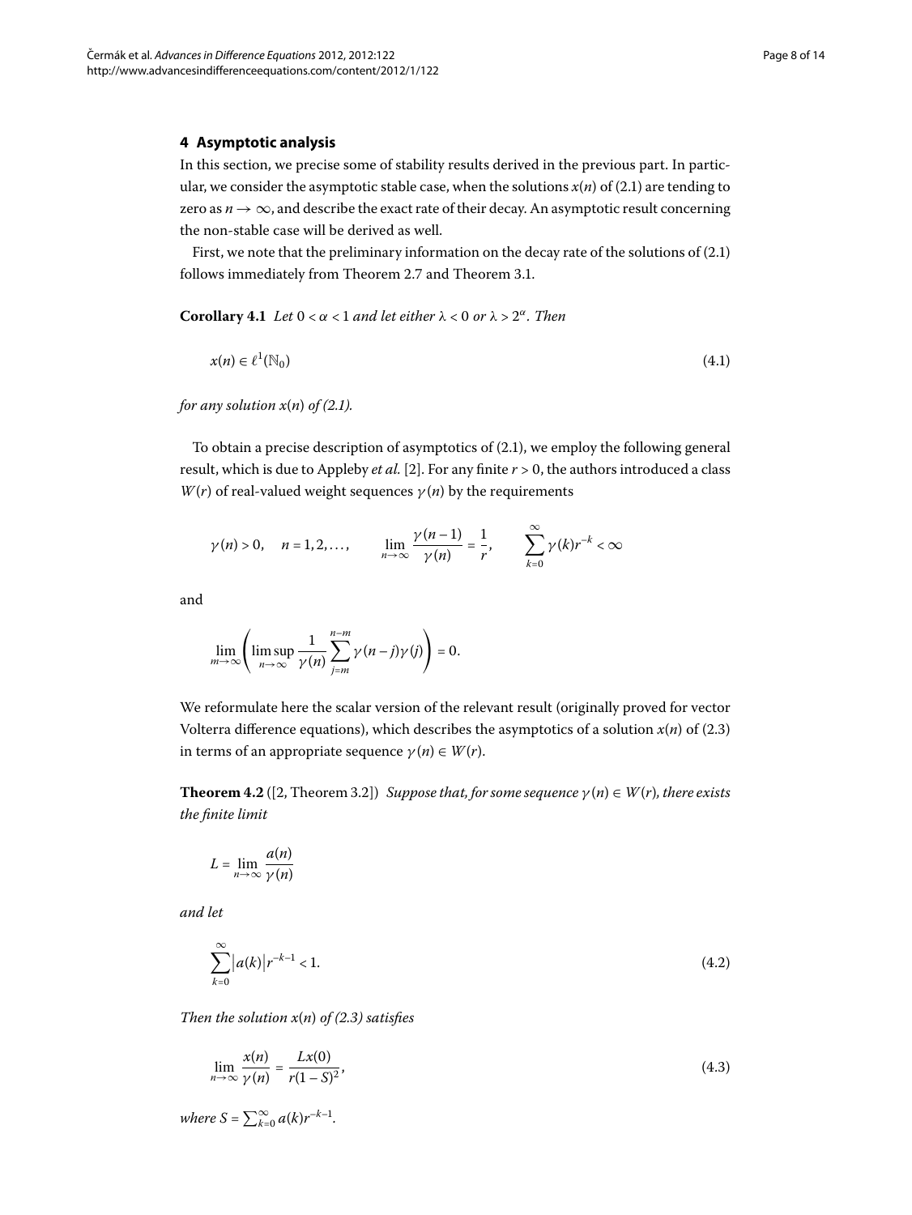## 4 Asymptotic analysis

In this section, we precise some of stability results derived in the previous part. In particular, we consider the asymptotic stable case, when the solutions $x(n)$ of (2.1) are tending to zero as $n \to \infty$, and describe the exact rate of their decay. An asymptotic result concerning the non-stable case will be derived as well.

First, we note that the preliminary information on the decay rate of the solutions of (2.1) follows immediately from Theorem 2.7 and Theorem 3.1.

**Corollary 4.1** *Let* $0 < \alpha < 1$ *and let either* $\lambda < 0$ *or* $\lambda > 2^{\alpha}$. *Then*

$$x(n) \in \ell^1(\mathbb{N}_0) \tag{4.1}$$

*for any solution* $x(n)$ *of (2.1).*

To obtain a precise description of asymptotics of (2.1), we employ the following general result, which is due to Appleby *et al.* [2]. For any finite $r > 0$, the authors introduced a class $W(r)$ of real-valued weight sequences $\gamma(n)$ by the requirements

$$\gamma(n) > 0, \quad n = 1, 2, \ldots, \qquad \lim_{n\to\infty} \frac{\gamma(n-1)}{\gamma(n)} = \frac{1}{r}, \qquad \sum_{k=0}^{\infty} \gamma(k) r^{-k} < \infty$$

and

$$\lim_{m\to\infty} \left( \limsup_{n\to\infty} \frac{1}{\gamma(n)} \sum_{j=m}^{n-m} \gamma(n-j)\gamma(j) \right) = 0.$$

We reformulate here the scalar version of the relevant result (originally proved for vector Volterra difference equations), which describes the asymptotics of a solution $x(n)$ of (2.3) in terms of an appropriate sequence $\gamma(n) \in W(r)$.

**Theorem 4.2** ([2, Theorem 3.2]) *Suppose that, for some sequence* $\gamma(n) \in W(r)$, *there exists the finite limit*

$$L = \lim_{n\to\infty} \frac{a(n)}{\gamma(n)}$$

*and let*

$$\sum_{k=0}^{\infty} \left| a(k) \right| r^{-k-1} < 1. \tag{4.2}$$

*Then the solution* $x(n)$ *of (2.3) satisfies*

$$\lim_{n\to\infty} \frac{x(n)}{\gamma(n)} = \frac{L x(0)}{r(1-S)^2}, \tag{4.3}$$

*where* $S = \sum_{k=0}^{\infty} a(k) r^{-k-1}$.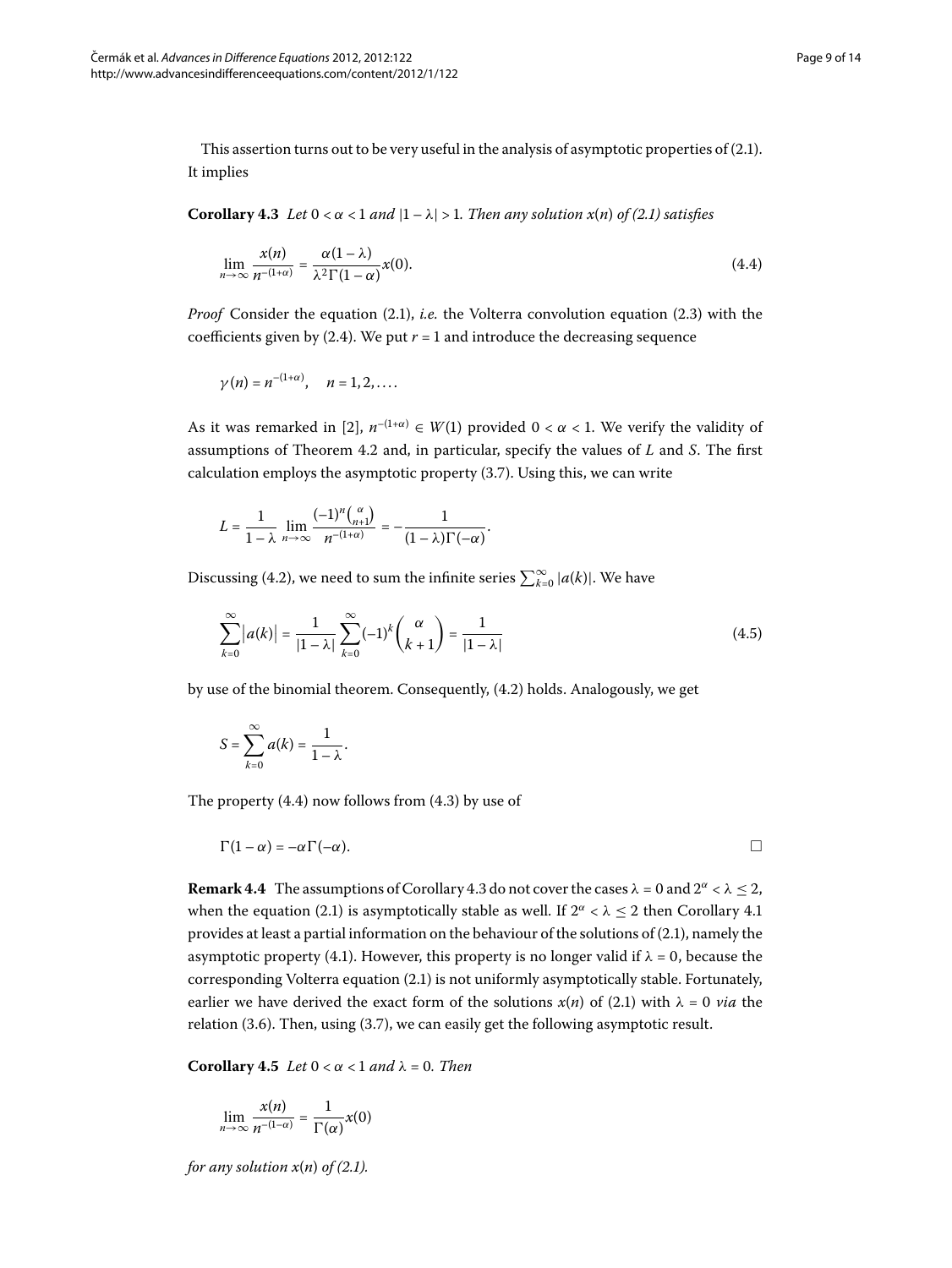This assertion turns out to be very useful in the analysis of asymptotic properties of (2.1). It implies

**Corollary 4.3** *Let $0 < \alpha < 1$ and $|1 - \lambda| > 1$. Then any solution $x(n)$ of (2.1) satisfies*

$$\lim_{n\to\infty} \frac{x(n)}{n^{-(1+\alpha)}} = \frac{\alpha(1-\lambda)}{\lambda^2\Gamma(1-\alpha)} x(0). \tag{4.4}$$

*Proof* Consider the equation (2.1), *i.e.* the Volterra convolution equation (2.3) with the coefficients given by (2.4). We put $r = 1$ and introduce the decreasing sequence

$$\gamma(n) = n^{-(1+\alpha)}, \quad n = 1, 2, \ldots.$$

As it was remarked in [2], $n^{-(1+\alpha)} \in W(1)$ provided $0 < \alpha < 1$. We verify the validity of assumptions of Theorem 4.2 and, in particular, specify the values of $L$ and $S$. The first calculation employs the asymptotic property (3.7). Using this, we can write

$$L = \frac{1}{1-\lambda} \lim_{n\to\infty} \frac{(-1)^n\binom{\alpha}{n+1}}{n^{-(1+\alpha)}} = -\frac{1}{(1-\lambda)\Gamma(-\alpha)}.$$

Discussing (4.2), we need to sum the infinite series $\sum_{k=0}^{\infty}|a(k)|$. We have

$$\sum_{k=0}^{\infty}\bigl|a(k)\bigr| = \frac{1}{|1-\lambda|}\sum_{k=0}^{\infty}(-1)^k\binom{\alpha}{k+1} = \frac{1}{|1-\lambda|} \tag{4.5}$$

by use of the binomial theorem. Consequently, (4.2) holds. Analogously, we get

$$S = \sum_{k=0}^{\infty} a(k) = \frac{1}{1-\lambda}.$$

The property (4.4) now follows from (4.3) by use of

$$\Gamma(1-\alpha) = -\alpha\Gamma(-\alpha). \qquad \square$$

**Remark 4.4** The assumptions of Corollary 4.3 do not cover the cases $\lambda = 0$ and $2^\alpha < \lambda \le 2$, when the equation (2.1) is asymptotically stable as well. If $2^\alpha < \lambda \le 2$ then Corollary 4.1 provides at least a partial information on the behaviour of the solutions of (2.1), namely the asymptotic property (4.1). However, this property is no longer valid if $\lambda = 0$, because the corresponding Volterra equation (2.1) is not uniformly asymptotically stable. Fortunately, earlier we have derived the exact form of the solutions $x(n)$ of (2.1) with $\lambda = 0$ *via* the relation (3.6). Then, using (3.7), we can easily get the following asymptotic result.

**Corollary 4.5** *Let $0 < \alpha < 1$ and $\lambda = 0$. Then*

$$\lim_{n\to\infty} \frac{x(n)}{n^{-(1-\alpha)}} = \frac{1}{\Gamma(\alpha)} x(0)$$

*for any solution $x(n)$ of (2.1).*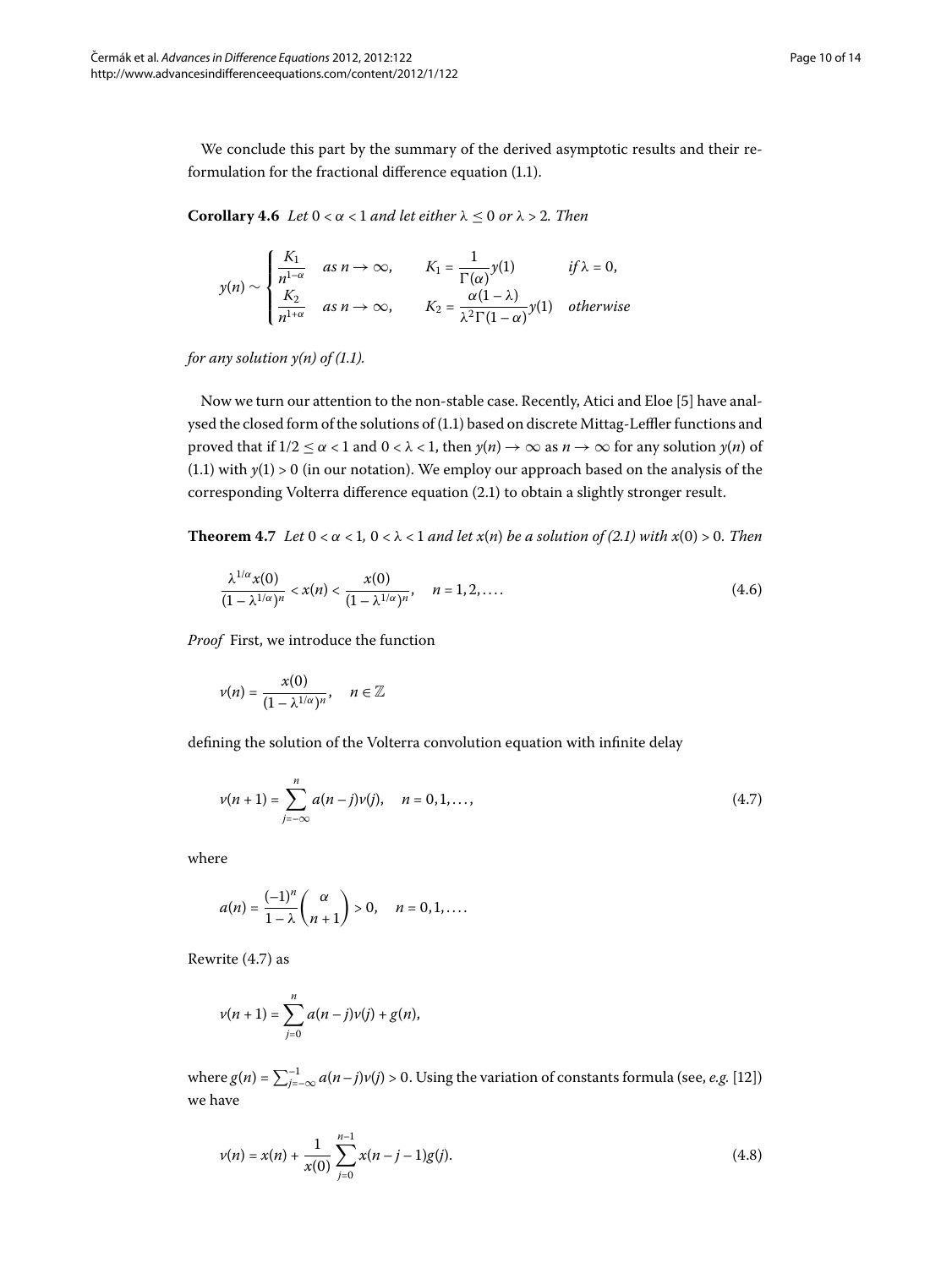We conclude this part by the summary of the derived asymptotic results and their reformulation for the fractional difference equation (1.1).

**Corollary 4.6** *Let $0 < \alpha < 1$ and let either $\lambda \le 0$ or $\lambda > 2$. Then*

$$y(n) \sim \begin{cases} \dfrac{K_1}{n^{1-\alpha}} & \text{as } n \to \infty, \qquad K_1 = \dfrac{1}{\Gamma(\alpha)} y(1) \qquad \text{if } \lambda = 0, \\[2ex] \dfrac{K_2}{n^{1+\alpha}} & \text{as } n \to \infty, \qquad K_2 = \dfrac{\alpha(1-\lambda)}{\lambda^2 \Gamma(1-\alpha)} y(1) \quad \text{otherwise} \end{cases}$$

*for any solution $y(n)$ of (1.1).*

Now we turn our attention to the non-stable case. Recently, Atici and Eloe [5] have analysed the closed form of the solutions of (1.1) based on discrete Mittag-Leffler functions and proved that if $1/2 \le \alpha < 1$ and $0 < \lambda < 1$, then $y(n) \to \infty$ as $n \to \infty$ for any solution $y(n)$ of (1.1) with $y(1) > 0$ (in our notation). We employ our approach based on the analysis of the corresponding Volterra difference equation (2.1) to obtain a slightly stronger result.

**Theorem 4.7** *Let $0 < \alpha < 1$, $0 < \lambda < 1$ and let $x(n)$ be a solution of (2.1) with $x(0) > 0$. Then*

$$\frac{\lambda^{1/\alpha} x(0)}{(1 - \lambda^{1/\alpha})^n} < x(n) < \frac{x(0)}{(1 - \lambda^{1/\alpha})^n}, \quad n = 1, 2, \ldots. \tag{4.6}$$

*Proof* First, we introduce the function

$$v(n) = \frac{x(0)}{(1 - \lambda^{1/\alpha})^n}, \quad n \in \mathbb{Z}$$

defining the solution of the Volterra convolution equation with infinite delay

$$v(n+1) = \sum_{j=-\infty}^{n} a(n-j) v(j), \quad n = 0, 1, \ldots, \tag{4.7}$$

where

$$a(n) = \frac{(-1)^n}{1 - \lambda} \binom{\alpha}{n+1} > 0, \quad n = 0, 1, \ldots.$$

Rewrite (4.7) as

$$v(n+1) = \sum_{j=0}^{n} a(n-j) v(j) + g(n),$$

where $g(n) = \sum_{j=-\infty}^{-1} a(n-j) v(j) > 0$. Using the variation of constants formula (see, *e.g.* [12]) we have

$$v(n) = x(n) + \frac{1}{x(0)} \sum_{j=0}^{n-1} x(n-j-1) g(j). \tag{4.8}$$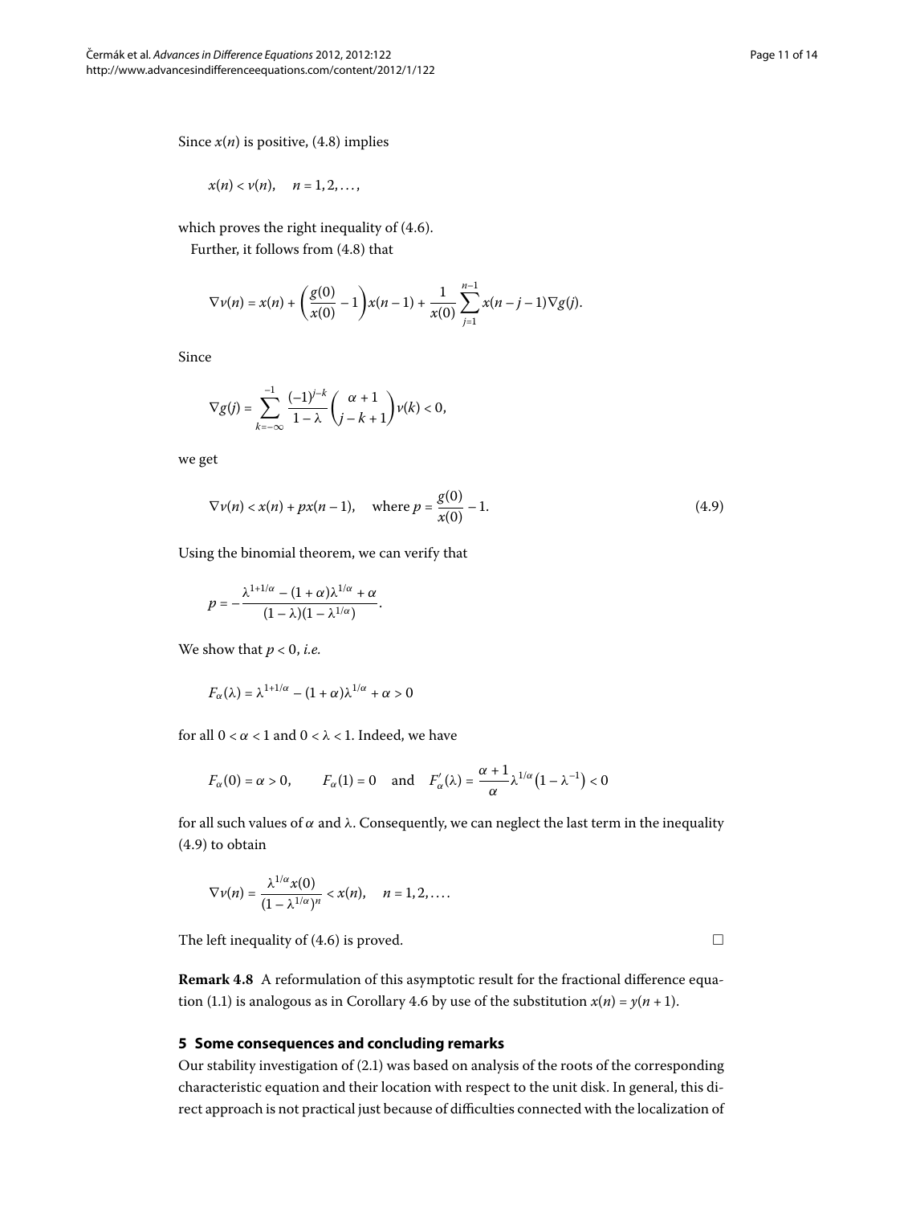Since $x(n)$ is positive, (4.8) implies

$$x(n) < v(n), \quad n = 1, 2, \ldots,$$

which proves the right inequality of (4.6).

Further, it follows from (4.8) that

$$\nabla v(n) = x(n) + \left(\frac{g(0)}{x(0)} - 1\right) x(n-1) + \frac{1}{x(0)} \sum_{j=1}^{n-1} x(n-j-1) \nabla g(j).$$

Since

$$\nabla g(j) = \sum_{k=-\infty}^{-1} \frac{(-1)^{j-k}}{1-\lambda} \binom{\alpha+1}{j-k+1} v(k) < 0,$$

we get

$$\nabla v(n) < x(n) + p x(n-1), \quad \text{where } p = \frac{g(0)}{x(0)} - 1. \tag{4.9}$$

Using the binomial theorem, we can verify that

$$p = -\frac{\lambda^{1+1/\alpha} - (1+\alpha)\lambda^{1/\alpha} + \alpha}{(1-\lambda)(1-\lambda^{1/\alpha})}.$$

We show that $p < 0$, *i.e.*

$$F_\alpha(\lambda) = \lambda^{1+1/\alpha} - (1+\alpha)\lambda^{1/\alpha} + \alpha > 0$$

for all $0 < \alpha < 1$ and $0 < \lambda < 1$. Indeed, we have

$$F_\alpha(0) = \alpha > 0, \qquad F_\alpha(1) = 0 \quad \text{and} \quad F'_\alpha(\lambda) = \frac{\alpha+1}{\alpha} \lambda^{1/\alpha}\left(1 - \lambda^{-1}\right) < 0$$

for all such values of $\alpha$ and $\lambda$. Consequently, we can neglect the last term in the inequality (4.9) to obtain

$$\nabla v(n) = \frac{\lambda^{1/\alpha} x(0)}{(1-\lambda^{1/\alpha})^n} < x(n), \quad n = 1, 2, \ldots.$$

The left inequality of (4.6) is proved. □

**Remark 4.8** A reformulation of this asymptotic result for the fractional difference equation (1.1) is analogous as in Corollary 4.6 by use of the substitution $x(n) = y(n+1)$.

## 5 Some consequences and concluding remarks

Our stability investigation of (2.1) was based on analysis of the roots of the corresponding characteristic equation and their location with respect to the unit disk. In general, this direct approach is not practical just because of difficulties connected with the localization of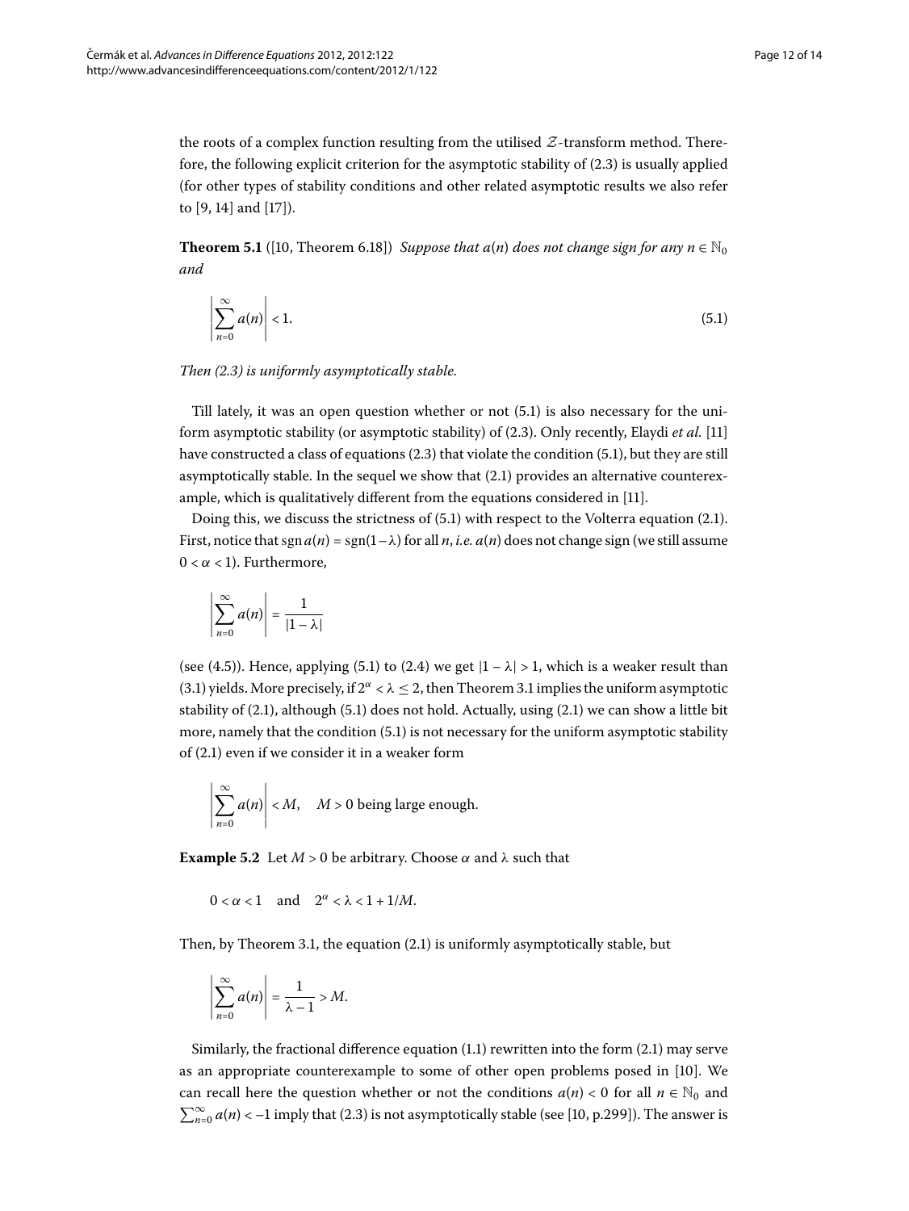the roots of a complex function resulting from the utilised $\mathcal{Z}$-transform method. Therefore, the following explicit criterion for the asymptotic stability of (2.3) is usually applied (for other types of stability conditions and other related asymptotic results we also refer to [9, 14] and [17]).

**Theorem 5.1** ([10, Theorem 6.18]) *Suppose that $a(n)$ does not change sign for any $n \in \mathbb{N}_0$ and*

$$\left| \sum_{n=0}^{\infty} a(n) \right| < 1. \tag{5.1}$$

*Then (2.3) is uniformly asymptotically stable.*

Till lately, it was an open question whether or not (5.1) is also necessary for the uniform asymptotic stability (or asymptotic stability) of (2.3). Only recently, Elaydi *et al.* [11] have constructed a class of equations (2.3) that violate the condition (5.1), but they are still asymptotically stable. In the sequel we show that (2.1) provides an alternative counterexample, which is qualitatively different from the equations considered in [11].

Doing this, we discuss the strictness of (5.1) with respect to the Volterra equation (2.1). First, notice that $\operatorname{sgn} a(n) = \operatorname{sgn}(1-\lambda)$ for all $n$, *i.e.* $a(n)$ does not change sign (we still assume $0 < \alpha < 1$). Furthermore,

$$\left| \sum_{n=0}^{\infty} a(n) \right| = \frac{1}{|1-\lambda|}$$

(see (4.5)). Hence, applying (5.1) to (2.4) we get $|1-\lambda| > 1$, which is a weaker result than (3.1) yields. More precisely, if $2^\alpha < \lambda \leq 2$, then Theorem 3.1 implies the uniform asymptotic stability of (2.1), although (5.1) does not hold. Actually, using (2.1) we can show a little bit more, namely that the condition (5.1) is not necessary for the uniform asymptotic stability of (2.1) even if we consider it in a weaker form

$$\left| \sum_{n=0}^{\infty} a(n) \right| < M, \quad M > 0 \text{ being large enough.}$$

**Example 5.2** Let $M > 0$ be arbitrary. Choose $\alpha$ and $\lambda$ such that

$$0 < \alpha < 1 \quad \text{and} \quad 2^\alpha < \lambda < 1 + 1/M.$$

Then, by Theorem 3.1, the equation (2.1) is uniformly asymptotically stable, but

$$\left| \sum_{n=0}^{\infty} a(n) \right| = \frac{1}{\lambda - 1} > M.$$

Similarly, the fractional difference equation (1.1) rewritten into the form (2.1) may serve as an appropriate counterexample to some of other open problems posed in [10]. We can recall here the question whether or not the conditions $a(n) < 0$ for all $n \in \mathbb{N}_0$ and $\sum_{n=0}^{\infty} a(n) < -1$ imply that (2.3) is not asymptotically stable (see [10, p.299]). The answer is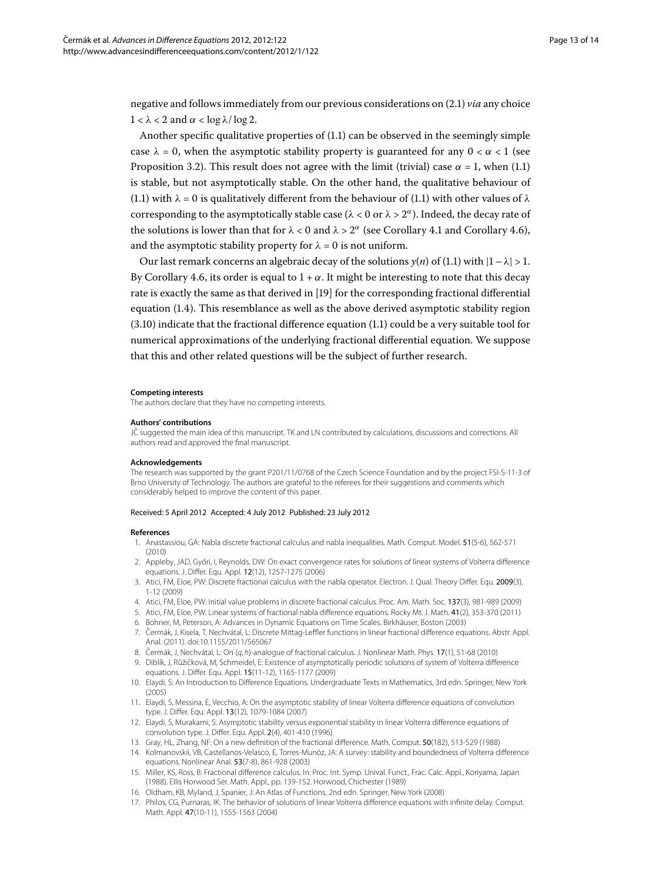negative and follows immediately from our previous considerations on (2.1) *via* any choice $1 < \lambda < 2$ and $\alpha < \log \lambda / \log 2$.

Another specific qualitative properties of (1.1) can be observed in the seemingly simple case $\lambda = 0$, when the asymptotic stability property is guaranteed for any $0 < \alpha < 1$ (see Proposition 3.2). This result does not agree with the limit (trivial) case $\alpha = 1$, when (1.1) is stable, but not asymptotically stable. On the other hand, the qualitative behaviour of (1.1) with $\lambda = 0$ is qualitatively different from the behaviour of (1.1) with other values of $\lambda$ corresponding to the asymptotically stable case ($\lambda < 0$ or $\lambda > 2^{\alpha}$). Indeed, the decay rate of the solutions is lower than that for $\lambda < 0$ and $\lambda > 2^{\alpha}$ (see Corollary 4.1 and Corollary 4.6), and the asymptotic stability property for $\lambda = 0$ is not uniform.

Our last remark concerns an algebraic decay of the solutions $y(n)$ of (1.1) with $|1 - \lambda| > 1$. By Corollary 4.6, its order is equal to $1 + \alpha$. It might be interesting to note that this decay rate is exactly the same as that derived in [19] for the corresponding fractional differential equation (1.4). This resemblance as well as the above derived asymptotic stability region (3.10) indicate that the fractional difference equation (1.1) could be a very suitable tool for numerical approximations of the underlying fractional differential equation. We suppose that this and other related questions will be the subject of further research.

#### Competing interests

The authors declare that they have no competing interests.

#### Authors' contributions

JČ suggested the main idea of this manuscript. TK and LN contributed by calculations, discussions and corrections. All authors read and approved the final manuscript.

#### Acknowledgements

The research was supported by the grant P201/11/0768 of the Czech Science Foundation and by the project FSI-S-11-3 of Brno University of Technology. The authors are grateful to the referees for their suggestions and comments which considerably helped to improve the content of this paper.

Received: 5 April 2012 Accepted: 4 July 2012 Published: 23 July 2012

#### References

1. Anastassiou, GA: Nabla discrete fractional calculus and nabla inequalities. Math. Comput. Model. **51**(5-6), 562-571 (2010)
2. Appleby, JAD, Győri, I, Reynolds, DW: On exact convergence rates for solutions of linear systems of Volterra difference equations. J. Differ. Equ. Appl. **12**(12), 1257-1275 (2006)
3. Atici, FM, Eloe, PW: Discrete fractional calculus with the nabla operator. Electron. J. Qual. Theory Differ. Equ. **2009**(3), 1-12 (2009)
4. Atici, FM, Eloe, PW: Initial value problems in discrete fractional calculus. Proc. Am. Math. Soc. **137**(3), 981-989 (2009)
5. Atici, FM, Eloe, PW: Linear systems of fractional nabla difference equations. Rocky Mt. J. Math. **41**(2), 353-370 (2011)
6. Bohner, M, Peterson, A: Advances in Dynamic Equations on Time Scales. Birkhäuser, Boston (2003)
7. Čermák, J, Kisela, T, Nechvátal, L: Discrete Mittag-Leffler functions in linear fractional difference equations. Abstr. Appl. Anal. (2011). doi:10.1155/2011/565067
8. Čermák, J, Nechvátal, L: On $(q, h)$-analogue of fractional calculus. J. Nonlinear Math. Phys. **17**(1), 51-68 (2010)
9. Diblík, J, Růžičková, M, Schmeidel, E: Existence of asymptotically periodic solutions of system of Volterra difference equations. J. Differ. Equ. Appl. **15**(11-12), 1165-1177 (2009)
10. Elaydi, S: An Introduction to Difference Equations. Undergraduate Texts in Mathematics, 3rd edn. Springer, New York (2005)
11. Elaydi, S, Messina, E, Vecchio, A: On the asymptotic stability of linear Volterra difference equations of convolution type. J. Differ. Equ. Appl. **13**(12), 1079-1084 (2007)
12. Elaydi, S, Murakami, S: Asymptotic stability versus exponential stability in linear Volterra difference equations of convolution type. J. Differ. Equ. Appl. **2**(4), 401-410 (1996)
13. Gray, HL, Zhang, NF: On a new definition of the fractional difference. Math. Comput. **50**(182), 513-529 (1988)
14. Kolmanovskii, VB, Castellanos-Velasco, E, Torres-Munõz, JA: A survey: stability and boundedness of Volterra difference equations. Nonlinear Anal. **53**(7-8), 861-928 (2003)
15. Miller, KS, Ross, B: Fractional difference calculus. In: Proc. Int. Symp. Unival. Funct., Frac. Calc. Appl., Koriyama, Japan (1988). Ellis Horwood Ser. Math. Appl., pp. 139-152. Horwood, Chichester (1989)
16. Oldham, KB, Myland, J, Spanier, J: An Atlas of Functions, 2nd edn. Springer, New York (2008)
17. Philos, CG, Purnaras, IK: The behavior of solutions of linear Volterra difference equations with infinite delay. Comput. Math. Appl. **47**(10-11), 1555-1563 (2004)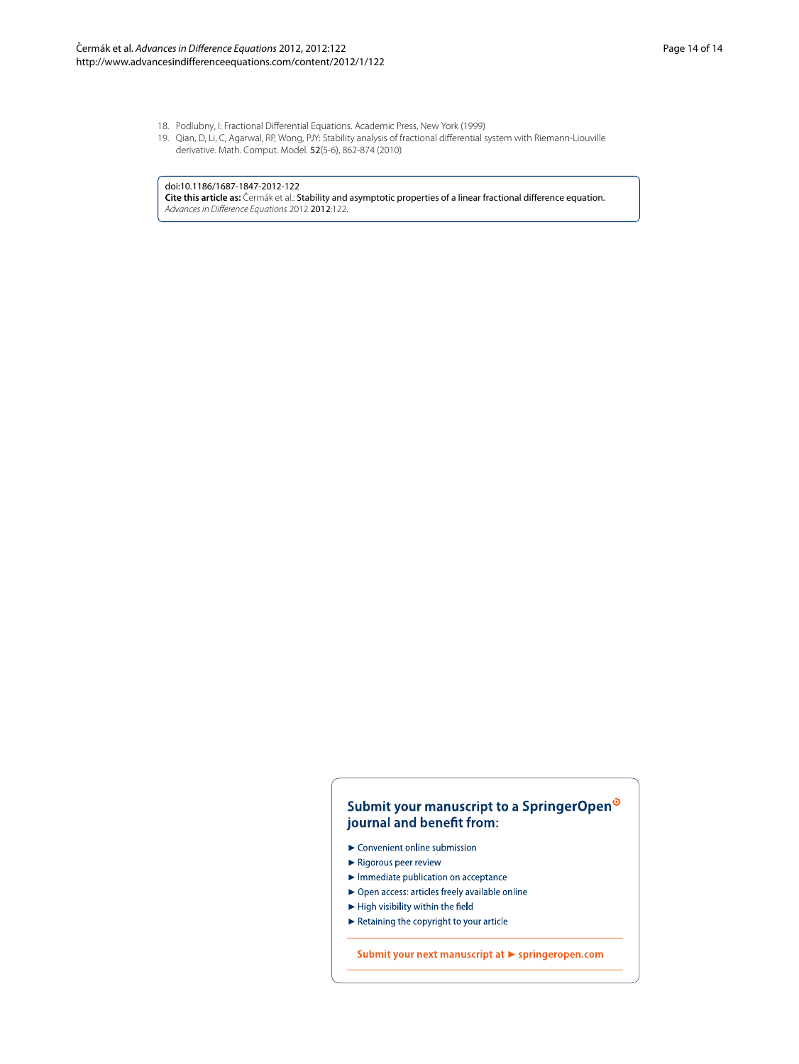18. Podlubny, I: Fractional Differential Equations. Academic Press, New York (1999)
19. Qian, D, Li, C, Agarwal, RP, Wong, PJY: Stability analysis of fractional differential system with Riemann-Liouville derivative. Math. Comput. Model. **52**(5-6), 862-874 (2010)

doi:10.1186/1687-1847-2012-122
**Cite this article as:** Čermák et al.: Stability and asymptotic properties of a linear fractional difference equation. *Advances in Difference Equations* 2012 **2012**:122.

**Submit your manuscript to a SpringerOpen journal and benefit from:**

- ► Convenient online submission
- ► Rigorous peer review
- ► Immediate publication on acceptance
- ► Open access: articles freely available online
- ► High visibility within the field
- ► Retaining the copyright to your article

**Submit your next manuscript at ► springeropen.com**